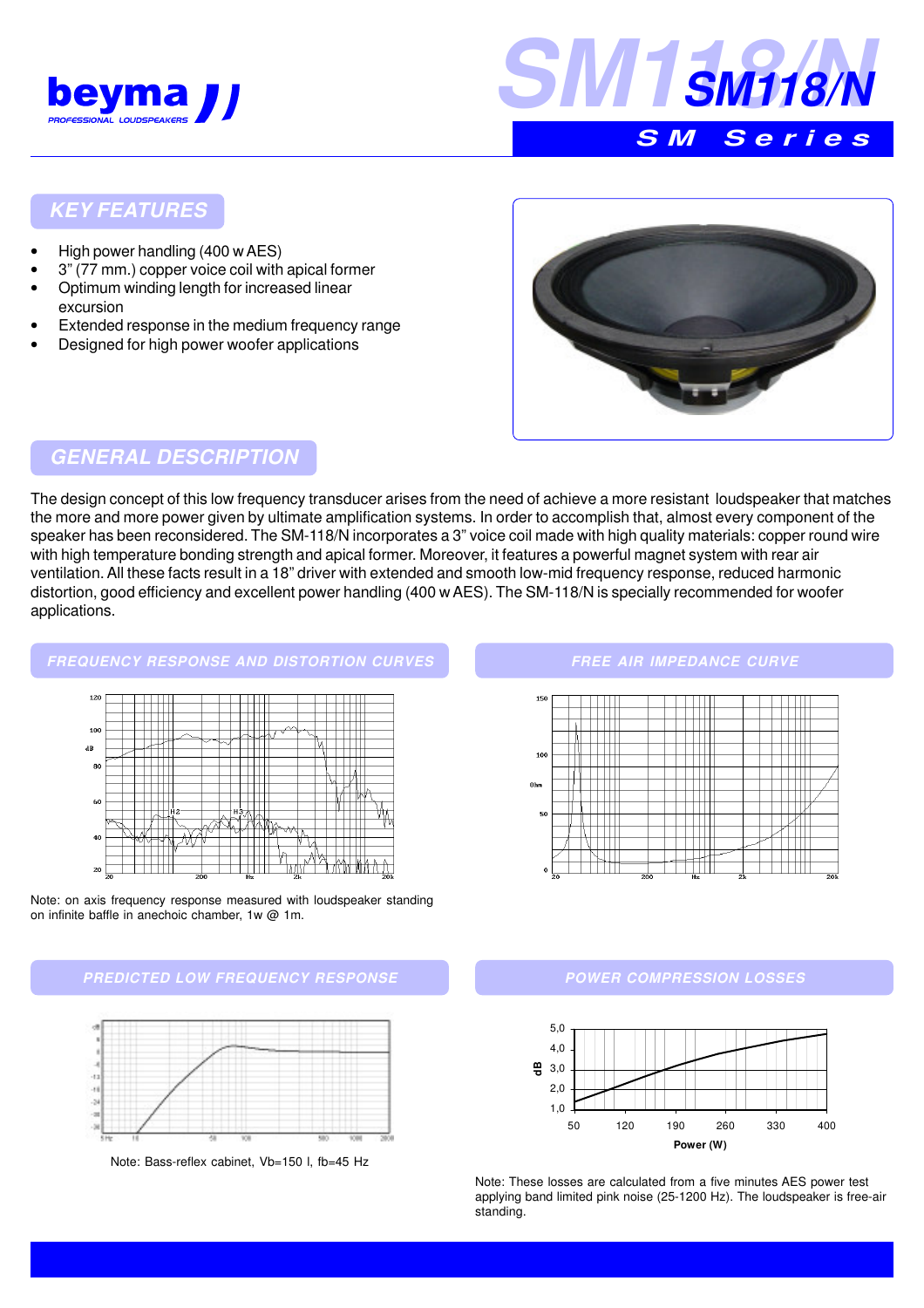# SM118/N

## SM Series

### KEY FEATURES

- High power handling (400 w AES)
- 3" (77 mm.) copper voice coil with apical former
- Optimum winding length for increased linear excursion
- Extended response in the medium frequency range
- Designed for high power woofer applications

### GENERAL DESCRIPTION

The design concept of this low frequency transducer arises from the need of achieve a more resistant loudspeaker that matches the more and more power given by ultimate amplification systems. In order to accomplish that, almost every component of the speaker has been reconsidered. The SM-118/N incorporates a 3" voice coil made with high quality materials: copper round wire with high temperature bonding strength and apical former. Moreover, it features a powerful magnet system with rear air ventilation. All these facts result in a 18" driver with extended and smooth low-mid frequency response, reduced harmonic distortion, good efficiency and excellent power handling (400 w AES). The SM-118/N is specially recommended for woofer applications.

### FREQUENCY RESPONSE AND DISTORTION CURVES

Note: on axis frequency response measured with loudspeaker standing on infinite baffle in anechoic chamber, 1w @ 1m.

### FREE AIR IMPEDANCE CURVE

### PREDICTED LOW FREQUENCY RESPONSE

Note: Bass-reflex cabinet, Vb=150 l, fb=45 Hz

### POWER COMPRESSION LOSSES

Note: These losses are calculated from a five minutes AES power test applying band limited pink noise (25-1200 Hz). The loudspeaker is free-air standing.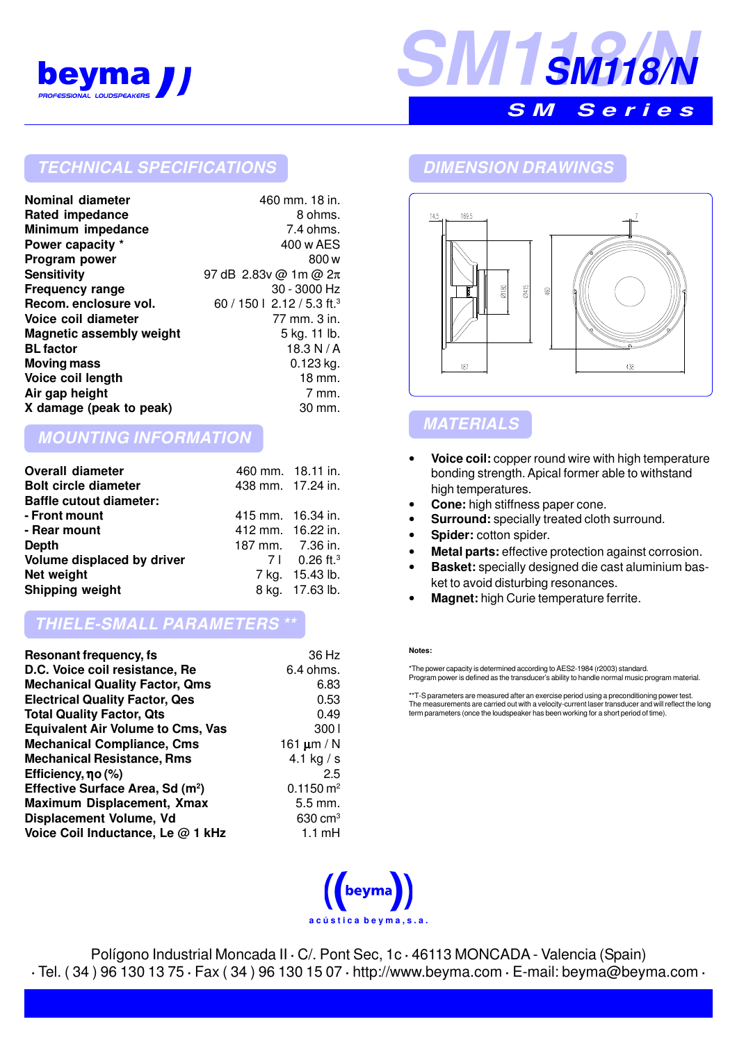beyma
PROFESSIONAL LOUDSPEAKERS

# SM118/N

## SM Series

## TECHNICAL SPECIFICATIONS

| | |
|---|---|
| **Nominal diameter** | 460 mm. 18 in. |
| **Rated impedance** | 8 ohms. |
| **Minimum impedance** | 7.4 ohms. |
| **Power capacity** * | 400 w AES |
| **Program power** | 800 w |
| **Sensitivity** | 97 dB 2.83v @ 1m @ 2π |
| **Frequency range** | 30 - 3000 Hz |
| **Recom. enclosure vol.** | 60 / 150 l 2.12 / 5.3 ft.³ |
| **Voice coil diameter** | 77 mm. 3 in. |
| **Magnetic assembly weight** | 5 kg. 11 lb. |
| **BL factor** | 18.3 N / A |
| **Moving mass** | 0.123 kg. |
| **Voice coil length** | 18 mm. |
| **Air gap height** | 7 mm. |
| **X damage (peak to peak)** | 30 mm. |

## MOUNTING INFORMATION

| | | |
|---|---|---|
| **Overall diameter** | 460 mm. | 18.11 in. |
| **Bolt circle diameter** | 438 mm. | 17.24 in. |
| **Baffle cutout diameter:** | | |
| **- Front mount** | 415 mm. | 16.34 in. |
| **- Rear mount** | 412 mm. | 16.22 in. |
| **Depth** | 187 mm. | 7.36 in. |
| **Volume displaced by driver** | 7 l | 0.26 ft.³ |
| **Net weight** | 7 kg. | 15.43 lb. |
| **Shipping weight** | 8 kg. | 17.63 lb. |

## THIELE-SMALL PARAMETERS **

| | |
|---|---|
| **Resonant frequency, fs** | 36 Hz |
| **D.C. Voice coil resistance, Re** | 6.4 ohms. |
| **Mechanical Quality Factor, Qms** | 6.83 |
| **Electrical Quality Factor, Qes** | 0.53 |
| **Total Quality Factor, Qts** | 0.49 |
| **Equivalent Air Volume to Cms, Vas** | 300 l |
| **Mechanical Compliance, Cms** | 161 µm / N |
| **Mechanical Resistance, Rms** | 4.1 kg / s |
| **Efficiency, ηo (%)** | 2.5 |
| **Effective Surface Area, Sd (m²)** | 0.1150 m² |
| **Maximum Displacement, Xmax** | 5.5 mm. |
| **Displacement Volume, Vd** | 630 cm³ |
| **Voice Coil Inductance, Le @ 1 kHz** | 1.1 mH |

## DIMENSION DRAWINGS

14.5
169.5
Ø180
Ø415
460
187
7
438

## MATERIALS

- **Voice coil:** copper round wire with high temperature bonding strength. Apical former able to withstand high temperatures.
- **Cone:** high stiffness paper cone.
- **Surround:** specially treated cloth surround.
- **Spider:** cotton spider.
- **Metal parts:** effective protection against corrosion.
- **Basket:** specially designed die cast aluminium basket to avoid disturbing resonances.
- **Magnet:** high Curie temperature ferrite.

**Notes:**

*The power capacity is determined according to AES2-1984 (r2003) standard.
Program power is defined as the transducer's ability to handle normal music program material.

**T-S parameters are measured after an exercise period using a preconditioning power test.
The measurements are carried out with a velocity-current laser transducer and will reflect the long term parameters (once the loudspeaker has been working for a short period of time).

beyma
acústica beyma,s.a.

Polígono Industrial Moncada II · C/. Pont Sec, 1c · 46113 MONCADA - Valencia (Spain)
· Tel. ( 34 ) 96 130 13 75 · Fax ( 34 ) 96 130 15 07 · http://www.beyma.com · E-mail: beyma@beyma.com ·